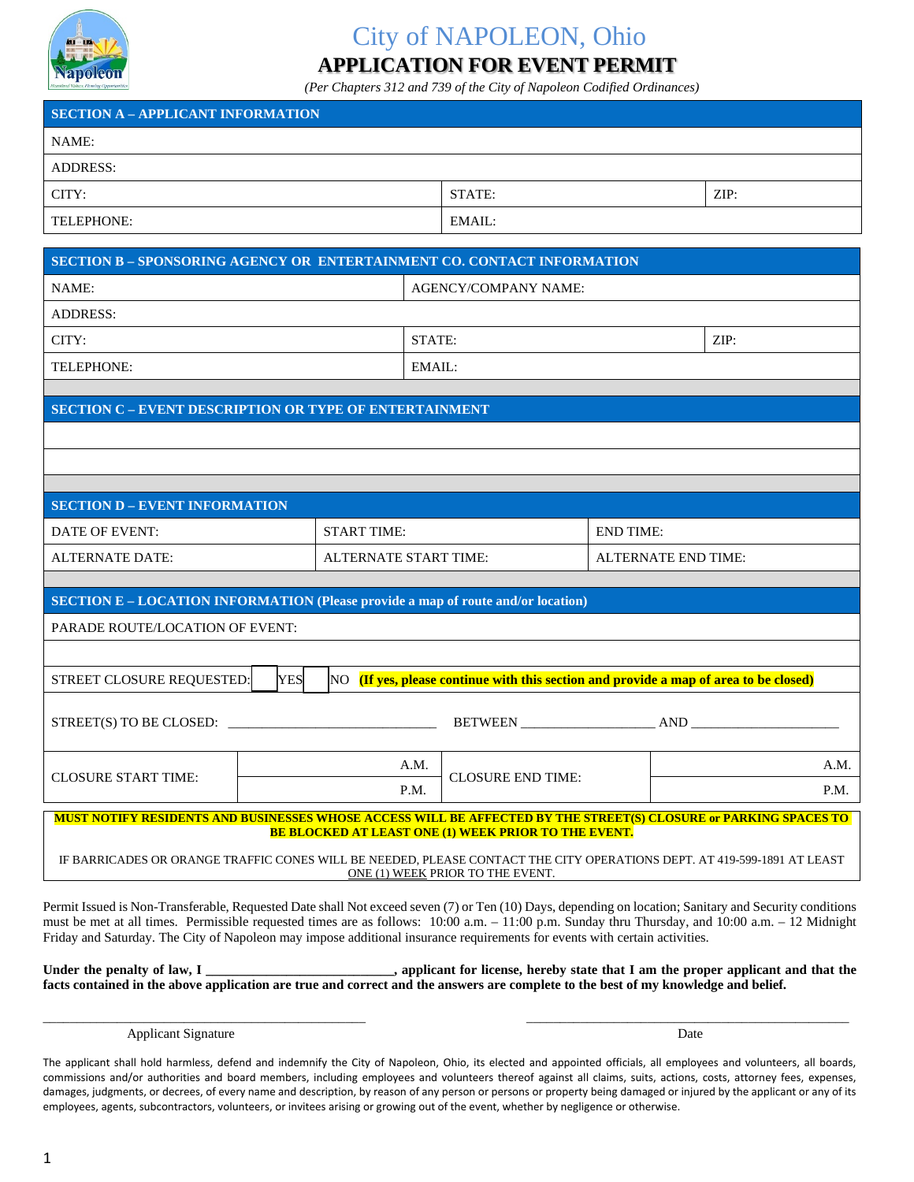# City of NAPOLEON, Ohio

## APPLICATION FOR EVENT PERMIT

*(Per Chapters 312 and 739 of the City of Napoleon Codified Ordinances)*

| SECTION A – APPLICANT INFORMATION | | |
|---|---|---|
| NAME: | | |
| ADDRESS: | | |
| CITY: | STATE: | ZIP: |
| TELEPHONE: | EMAIL: | |

| SECTION B – SPONSORING AGENCY OR ENTERTAINMENT CO. CONTACT INFORMATION | | |
|---|---|---|
| NAME: | AGENCY/COMPANY NAME: | |
| ADDRESS: | | |
| CITY: | STATE: | ZIP: |
| TELEPHONE: | EMAIL: | |

| SECTION C – EVENT DESCRIPTION OR TYPE OF ENTERTAINMENT |
|---|
| |
| |

| SECTION D – EVENT INFORMATION | | |
|---|---|---|
| DATE OF EVENT: | START TIME: | END TIME: |
| ALTERNATE DATE: | ALTERNATE START TIME: | ALTERNATE END TIME: |

| SECTION E – LOCATION INFORMATION (Please provide a map of route and/or location) | | | |
|---|---|---|---|
| PARADE ROUTE/LOCATION OF EVENT: | | | |
| | | | |
| STREET CLOSURE REQUESTED: ☐ YES ☐ NO **(If yes, please continue with this section and provide a map of area to be closed)** | | | |
| STREET(S) TO BE CLOSED: ____________________ BETWEEN ______________ AND ________________ | | | |
| CLOSURE START TIME: | A.M. / P.M. | CLOSURE END TIME: | A.M. / P.M. |

**MUST NOTIFY RESIDENTS AND BUSINESSES WHOSE ACCESS WILL BE AFFECTED BY THE STREET(S) CLOSURE or PARKING SPACES TO BE BLOCKED AT LEAST ONE (1) WEEK PRIOR TO THE EVENT.**

IF BARRICADES OR ORANGE TRAFFIC CONES WILL BE NEEDED, PLEASE CONTACT THE CITY OPERATIONS DEPT. AT 419-599-1891 AT LEAST ONE (1) WEEK PRIOR TO THE EVENT.

Permit Issued is Non-Transferable, Requested Date shall Not exceed seven (7) or Ten (10) Days, depending on location; Sanitary and Security conditions must be met at all times. Permissible requested times are as follows: 10:00 a.m. – 11:00 p.m. Sunday thru Thursday, and 10:00 a.m. – 12 Midnight Friday and Saturday. The City of Napoleon may impose additional insurance requirements for events with certain activities.

**Under the penalty of law, I ___________________________, applicant for license, hereby state that I am the proper applicant and that the facts contained in the above application are true and correct and the answers are complete to the best of my knowledge and belief.**

_______________________________________ Applicant Signature

_______________________________________ Date

The applicant shall hold harmless, defend and indemnify the City of Napoleon, Ohio, its elected and appointed officials, all employees and volunteers, all boards, commissions and/or authorities and board members, including employees and volunteers thereof against all claims, suits, actions, costs, attorney fees, expenses, damages, judgments, or decrees, of every name and description, by reason of any person or persons or property being damaged or injured by the applicant or any of its employees, agents, subcontractors, volunteers, or invitees arising or growing out of the event, whether by negligence or otherwise.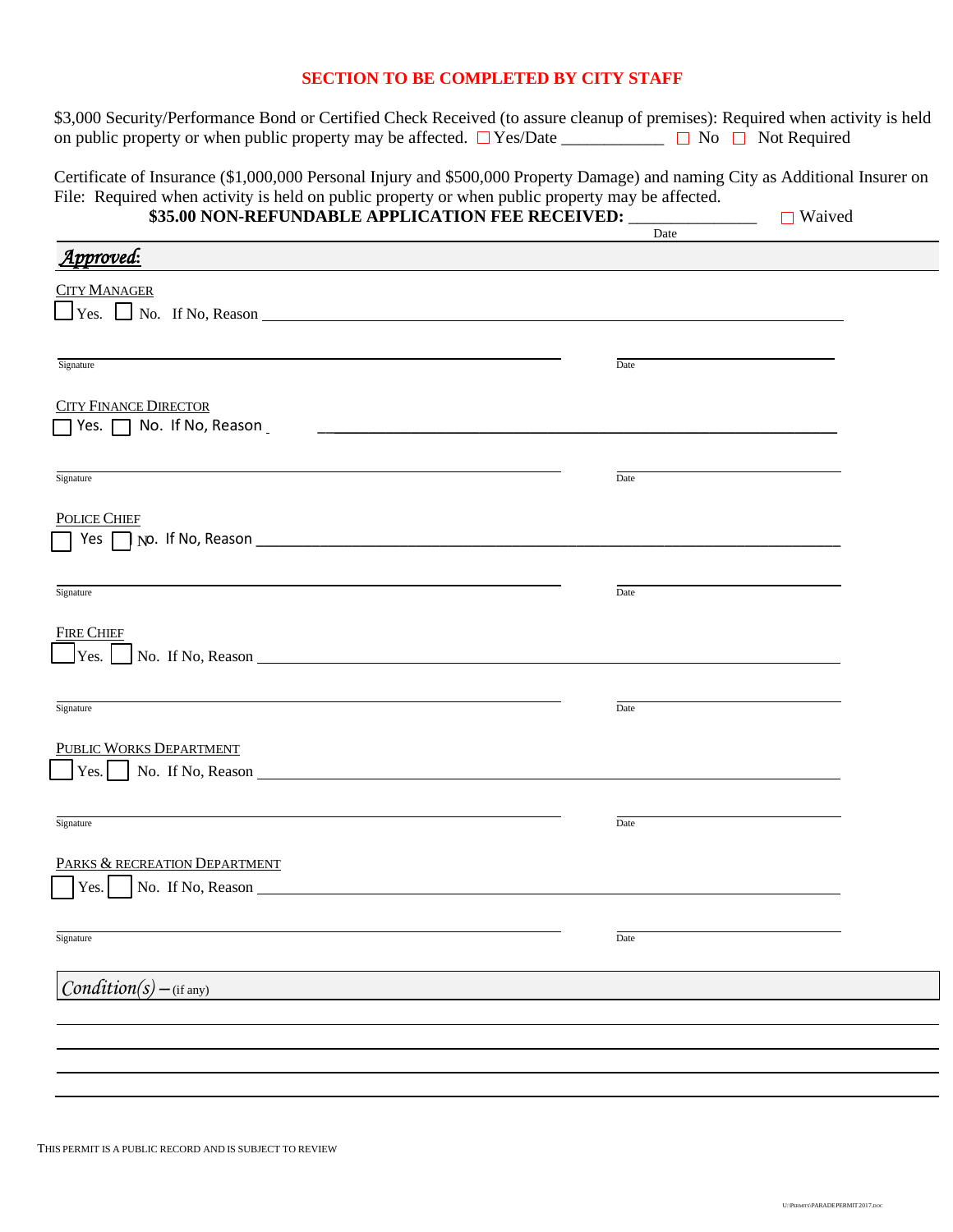## SECTION TO BE COMPLETED BY CITY STAFF

$3,000 Security/Performance Bond or Certified Check Received (to assure cleanup of premises): Required when activity is held on public property or when public property may be affected. ☐ Yes/Date ____________ ☐ No ☐ Not Required

Certificate of Insurance ($1,000,000 Personal Injury and $500,000 Property Damage) and naming City as Additional Insurer on File: Required when activity is held on public property or when public property may be affected.

**$35.00 NON-REFUNDABLE APPLICATION FEE RECEIVED:** _______________ ☐ Waived
Date

### *Approved:*

CITY MANAGER
☐ Yes. ☐ No. If No, Reason ____________________________________________

Signature ____________________ Date ____________________

CITY FINANCE DIRECTOR
☐ Yes. ☐ No. If No, Reason ____________________________________________

Signature ____________________ Date ____________________

POLICE CHIEF
☐ Yes ☐ No. If No, Reason ____________________________________________

Signature ____________________ Date ____________________

FIRE CHIEF
☐ Yes. ☐ No. If No, Reason ____________________________________________

Signature ____________________ Date ____________________

PUBLIC WORKS DEPARTMENT
☐ Yes. ☐ No. If No, Reason ____________________________________________

Signature ____________________ Date ____________________

PARKS & RECREATION DEPARTMENT
☐ Yes. ☐ No. If No, Reason ____________________________________________

Signature ____________________ Date ____________________

### *Condition(s)* – (if any)

____________________________________________

____________________________________________

____________________________________________

____________________________________________

THIS PERMIT IS A PUBLIC RECORD AND IS SUBJECT TO REVIEW

U:\PERMITS\PARADEPERMIT2017.DOC